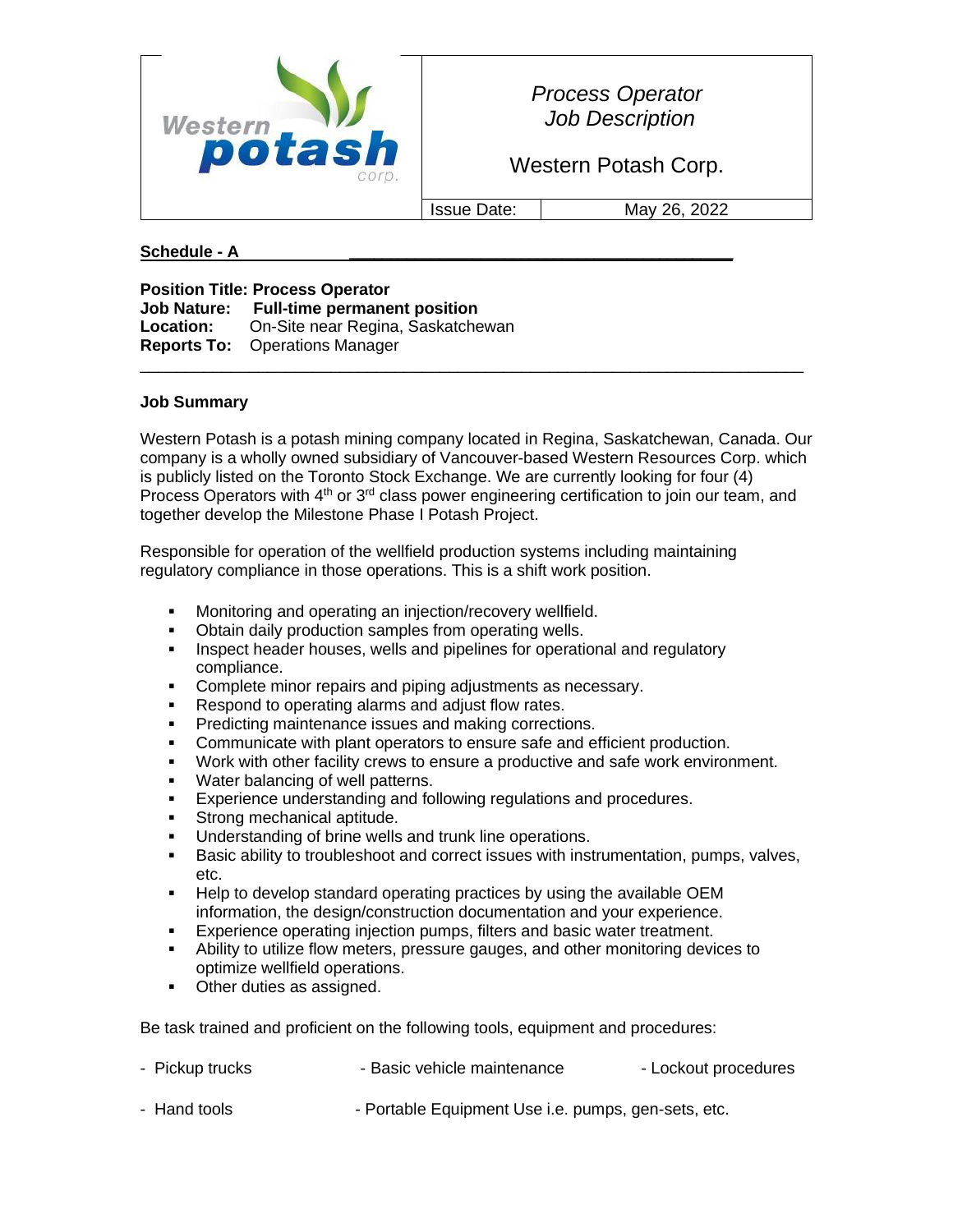| Western potash corp. | *Process Operator Job Description*<br><br>Western Potash Corp. | |
|---|---|---|
| | Issue Date: | May 26, 2022 |

**Schedule - A**

**Position Title: Process Operator**
**Job Nature: Full-time permanent position**
**Location:** On-Site near Regina, Saskatchewan
**Reports To:** Operations Manager

---

**Job Summary**

Western Potash is a potash mining company located in Regina, Saskatchewan, Canada. Our company is a wholly owned subsidiary of Vancouver-based Western Resources Corp. which is publicly listed on the Toronto Stock Exchange. We are currently looking for four (4) Process Operators with 4th or 3rd class power engineering certification to join our team, and together develop the Milestone Phase I Potash Project.

Responsible for operation of the wellfield production systems including maintaining regulatory compliance in those operations. This is a shift work position.

- Monitoring and operating an injection/recovery wellfield.
- Obtain daily production samples from operating wells.
- Inspect header houses, wells and pipelines for operational and regulatory compliance.
- Complete minor repairs and piping adjustments as necessary.
- Respond to operating alarms and adjust flow rates.
- Predicting maintenance issues and making corrections.
- Communicate with plant operators to ensure safe and efficient production.
- Work with other facility crews to ensure a productive and safe work environment.
- Water balancing of well patterns.
- Experience understanding and following regulations and procedures.
- Strong mechanical aptitude.
- Understanding of brine wells and trunk line operations.
- Basic ability to troubleshoot and correct issues with instrumentation, pumps, valves, etc.
- Help to develop standard operating practices by using the available OEM information, the design/construction documentation and your experience.
- Experience operating injection pumps, filters and basic water treatment.
- Ability to utilize flow meters, pressure gauges, and other monitoring devices to optimize wellfield operations.
- Other duties as assigned.

Be task trained and proficient on the following tools, equipment and procedures:

- Pickup trucks
- Basic vehicle maintenance
- Lockout procedures
- Hand tools
- Portable Equipment Use i.e. pumps, gen-sets, etc.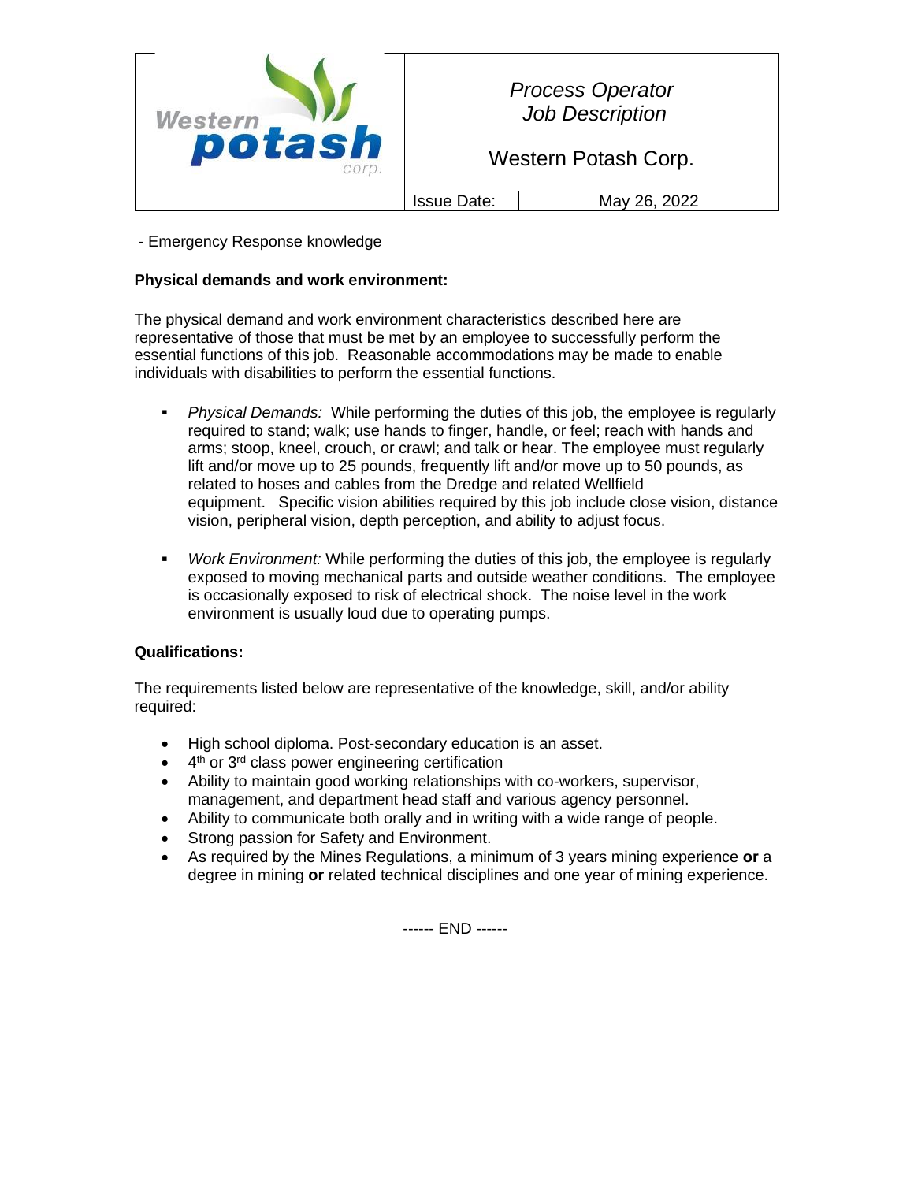- Emergency Response knowledge

**Physical demands and work environment:**

The physical demand and work environment characteristics described here are representative of those that must be met by an employee to successfully perform the essential functions of this job. Reasonable accommodations may be made to enable individuals with disabilities to perform the essential functions.

- *Physical Demands:* While performing the duties of this job, the employee is regularly required to stand; walk; use hands to finger, handle, or feel; reach with hands and arms; stoop, kneel, crouch, or crawl; and talk or hear. The employee must regularly lift and/or move up to 25 pounds, frequently lift and/or move up to 50 pounds, as related to hoses and cables from the Dredge and related Wellfield equipment. Specific vision abilities required by this job include close vision, distance vision, peripheral vision, depth perception, and ability to adjust focus.

- *Work Environment:* While performing the duties of this job, the employee is regularly exposed to moving mechanical parts and outside weather conditions. The employee is occasionally exposed to risk of electrical shock. The noise level in the work environment is usually loud due to operating pumps.

**Qualifications:**

The requirements listed below are representative of the knowledge, skill, and/or ability required:

- High school diploma. Post-secondary education is an asset.
- 4th or 3rd class power engineering certification
- Ability to maintain good working relationships with co-workers, supervisor, management, and department head staff and various agency personnel.
- Ability to communicate both orally and in writing with a wide range of people.
- Strong passion for Safety and Environment.
- As required by the Mines Regulations, a minimum of 3 years mining experience **or** a degree in mining **or** related technical disciplines and one year of mining experience.

------ END ------